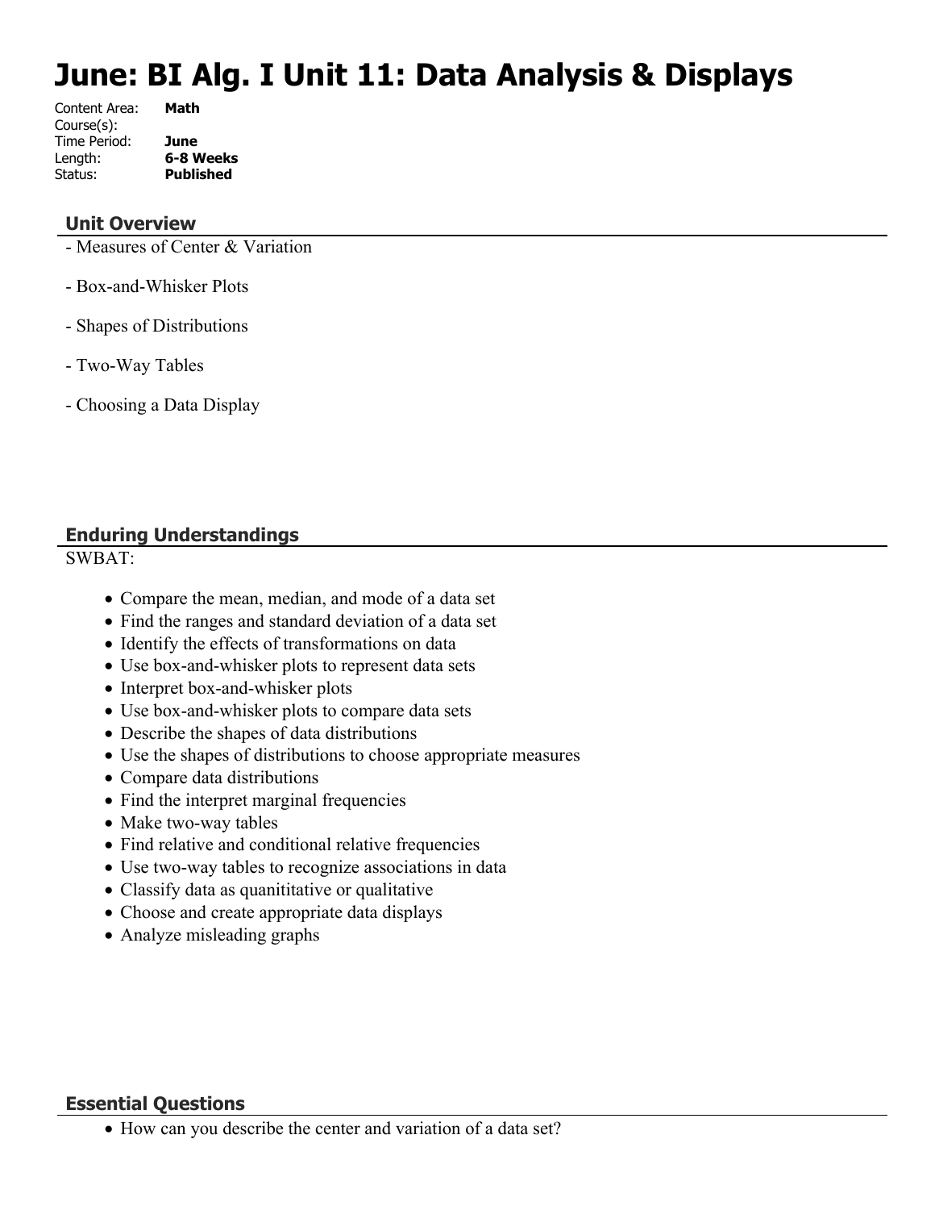# June: BI Alg. I Unit 11: Data Analysis & Displays

Content Area: **Math**
Course(s):
Time Period: **June**
Length: **6-8 Weeks**
Status: **Published**

## Unit Overview

- Measures of Center & Variation

- Box-and-Whisker Plots

- Shapes of Distributions

- Two-Way Tables

- Choosing a Data Display

## Enduring Understandings

SWBAT:

- Compare the mean, median, and mode of a data set
- Find the ranges and standard deviation of a data set
- Identify the effects of transformations on data
- Use box-and-whisker plots to represent data sets
- Interpret box-and-whisker plots
- Use box-and-whisker plots to compare data sets
- Describe the shapes of data distributions
- Use the shapes of distributions to choose appropriate measures
- Compare data distributions
- Find the interpret marginal frequencies
- Make two-way tables
- Find relative and conditional relative frequencies
- Use two-way tables to recognize associations in data
- Classify data as quanititative or qualitative
- Choose and create appropriate data displays
- Analyze misleading graphs

## Essential Questions

- How can you describe the center and variation of a data set?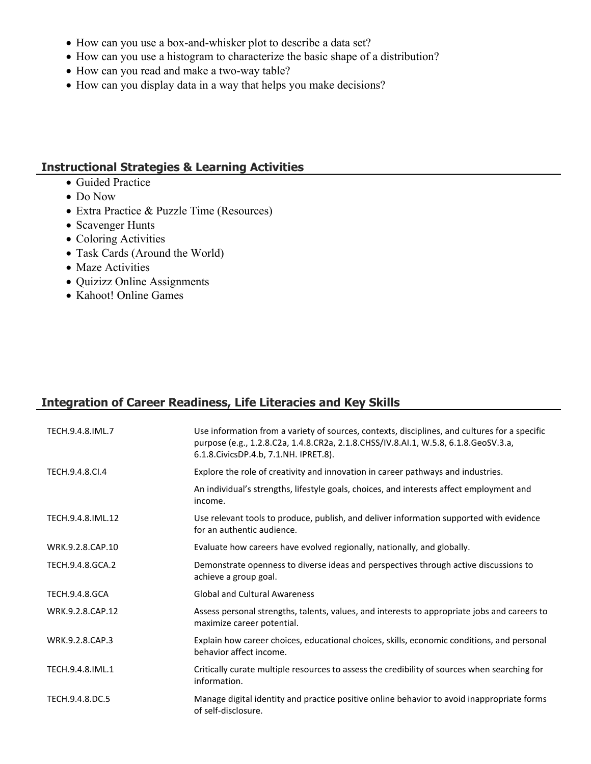- How can you use a box-and-whisker plot to describe a data set?
- How can you use a histogram to characterize the basic shape of a distribution?
- How can you read and make a two-way table?
- How can you display data in a way that helps you make decisions?

## Instructional Strategies & Learning Activities

- Guided Practice
- Do Now
- Extra Practice & Puzzle Time (Resources)
- Scavenger Hunts
- Coloring Activities
- Task Cards (Around the World)
- Maze Activities
- Quizizz Online Assignments
- Kahoot! Online Games

## Integration of Career Readiness, Life Literacies and Key Skills

| | |
|---|---|
| TECH.9.4.8.IML.7 | Use information from a variety of sources, contexts, disciplines, and cultures for a specific purpose (e.g., 1.2.8.C2a, 1.4.8.CR2a, 2.1.8.CHSS/IV.8.AI.1, W.5.8, 6.1.8.GeoSV.3.a, 6.1.8.CivicsDP.4.b, 7.1.NH. IPRET.8). |
| TECH.9.4.8.CI.4 | Explore the role of creativity and innovation in career pathways and industries. |
| | An individual's strengths, lifestyle goals, choices, and interests affect employment and income. |
| TECH.9.4.8.IML.12 | Use relevant tools to produce, publish, and deliver information supported with evidence for an authentic audience. |
| WRK.9.2.8.CAP.10 | Evaluate how careers have evolved regionally, nationally, and globally. |
| TECH.9.4.8.GCA.2 | Demonstrate openness to diverse ideas and perspectives through active discussions to achieve a group goal. |
| TECH.9.4.8.GCA | Global and Cultural Awareness |
| WRK.9.2.8.CAP.12 | Assess personal strengths, talents, values, and interests to appropriate jobs and careers to maximize career potential. |
| WRK.9.2.8.CAP.3 | Explain how career choices, educational choices, skills, economic conditions, and personal behavior affect income. |
| TECH.9.4.8.IML.1 | Critically curate multiple resources to assess the credibility of sources when searching for information. |
| TECH.9.4.8.DC.5 | Manage digital identity and practice positive online behavior to avoid inappropriate forms of self-disclosure. |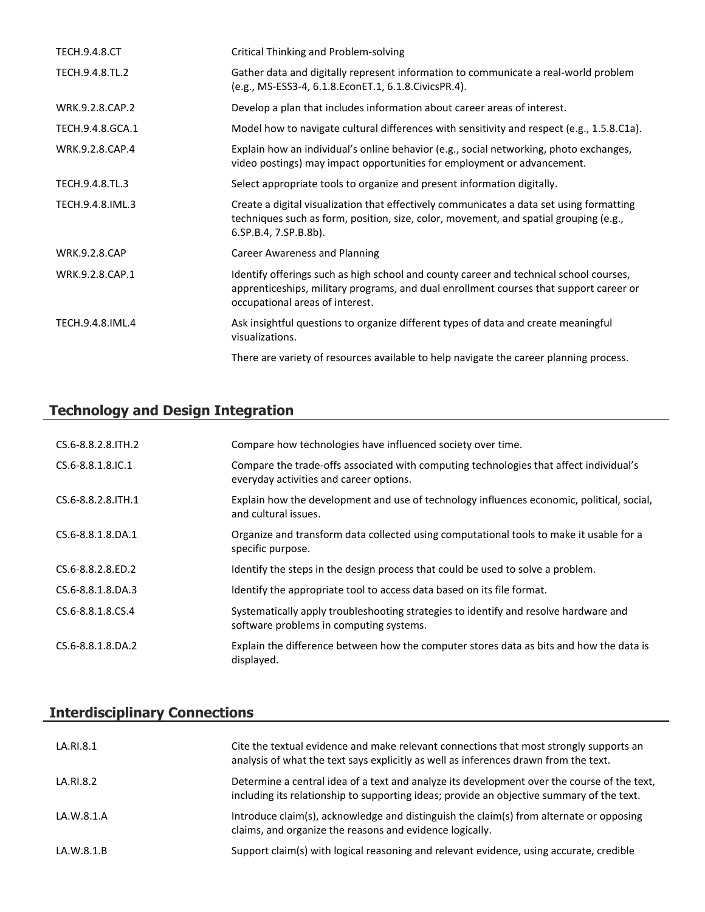| | |
|---|---|
| TECH.9.4.8.CT | Critical Thinking and Problem-solving |
| TECH.9.4.8.TL.2 | Gather data and digitally represent information to communicate a real-world problem (e.g., MS-ESS3-4, 6.1.8.EconET.1, 6.1.8.CivicsPR.4). |
| WRK.9.2.8.CAP.2 | Develop a plan that includes information about career areas of interest. |
| TECH.9.4.8.GCA.1 | Model how to navigate cultural differences with sensitivity and respect (e.g., 1.5.8.C1a). |
| WRK.9.2.8.CAP.4 | Explain how an individual's online behavior (e.g., social networking, photo exchanges, video postings) may impact opportunities for employment or advancement. |
| TECH.9.4.8.TL.3 | Select appropriate tools to organize and present information digitally. |
| TECH.9.4.8.IML.3 | Create a digital visualization that effectively communicates a data set using formatting techniques such as form, position, size, color, movement, and spatial grouping (e.g., 6.SP.B.4, 7.SP.B.8b). |
| WRK.9.2.8.CAP | Career Awareness and Planning |
| WRK.9.2.8.CAP.1 | Identify offerings such as high school and county career and technical school courses, apprenticeships, military programs, and dual enrollment courses that support career or occupational areas of interest. |
| TECH.9.4.8.IML.4 | Ask insightful questions to organize different types of data and create meaningful visualizations. |
| | There are variety of resources available to help navigate the career planning process. |

## Technology and Design Integration

| | |
|---|---|
| CS.6-8.8.2.8.ITH.2 | Compare how technologies have influenced society over time. |
| CS.6-8.8.1.8.IC.1 | Compare the trade-offs associated with computing technologies that affect individual's everyday activities and career options. |
| CS.6-8.8.2.8.ITH.1 | Explain how the development and use of technology influences economic, political, social, and cultural issues. |
| CS.6-8.8.1.8.DA.1 | Organize and transform data collected using computational tools to make it usable for a specific purpose. |
| CS.6-8.8.2.8.ED.2 | Identify the steps in the design process that could be used to solve a problem. |
| CS.6-8.8.1.8.DA.3 | Identify the appropriate tool to access data based on its file format. |
| CS.6-8.8.1.8.CS.4 | Systematically apply troubleshooting strategies to identify and resolve hardware and software problems in computing systems. |
| CS.6-8.8.1.8.DA.2 | Explain the difference between how the computer stores data as bits and how the data is displayed. |

## Interdisciplinary Connections

| | |
|---|---|
| LA.RI.8.1 | Cite the textual evidence and make relevant connections that most strongly supports an analysis of what the text says explicitly as well as inferences drawn from the text. |
| LA.RI.8.2 | Determine a central idea of a text and analyze its development over the course of the text, including its relationship to supporting ideas; provide an objective summary of the text. |
| LA.W.8.1.A | Introduce claim(s), acknowledge and distinguish the claim(s) from alternate or opposing claims, and organize the reasons and evidence logically. |
| LA.W.8.1.B | Support claim(s) with logical reasoning and relevant evidence, using accurate, credible |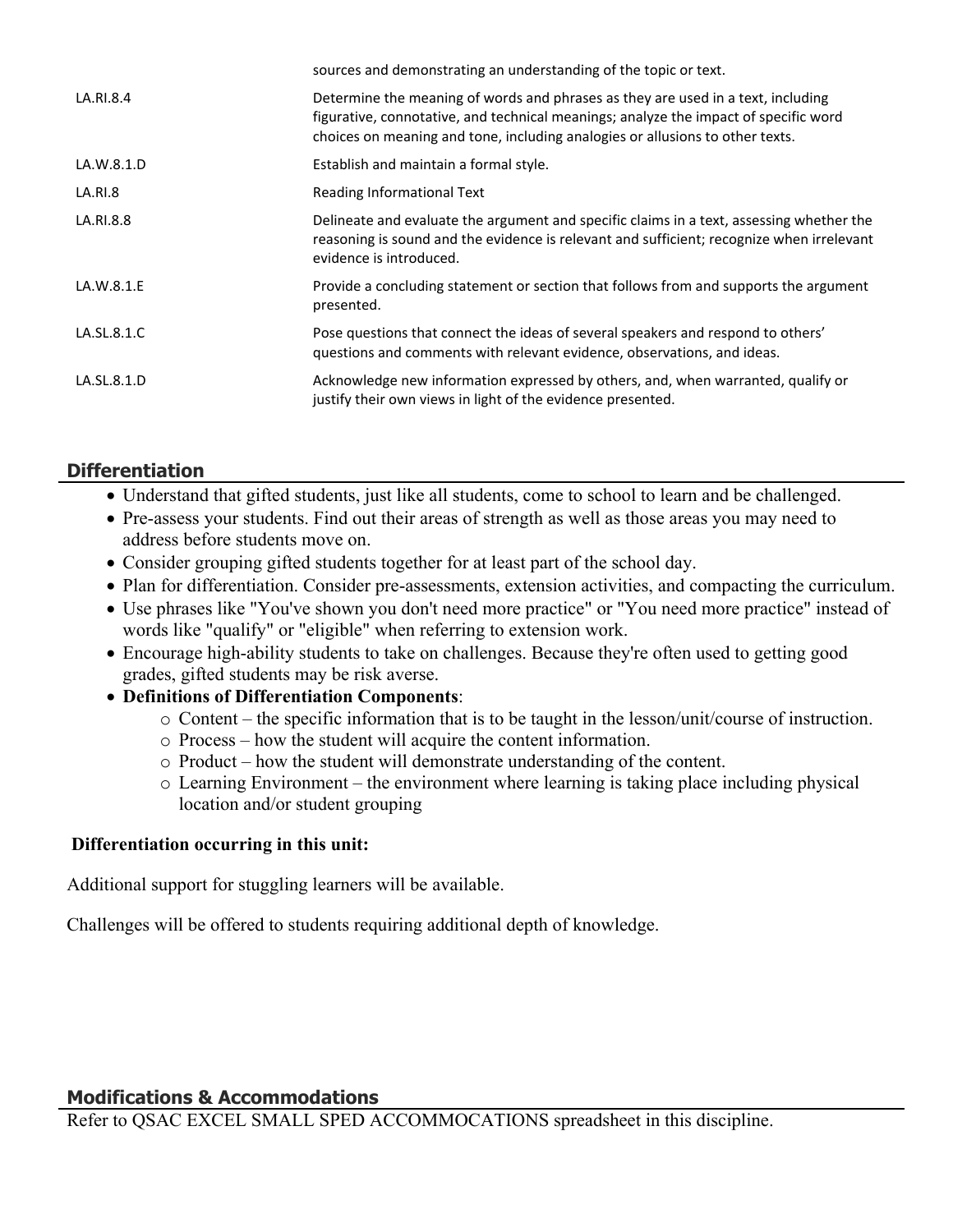| | |
|---|---|
| | sources and demonstrating an understanding of the topic or text. |
| LA.RI.8.4 | Determine the meaning of words and phrases as they are used in a text, including figurative, connotative, and technical meanings; analyze the impact of specific word choices on meaning and tone, including analogies or allusions to other texts. |
| LA.W.8.1.D | Establish and maintain a formal style. |
| LA.RI.8 | Reading Informational Text |
| LA.RI.8.8 | Delineate and evaluate the argument and specific claims in a text, assessing whether the reasoning is sound and the evidence is relevant and sufficient; recognize when irrelevant evidence is introduced. |
| LA.W.8.1.E | Provide a concluding statement or section that follows from and supports the argument presented. |
| LA.SL.8.1.C | Pose questions that connect the ideas of several speakers and respond to others' questions and comments with relevant evidence, observations, and ideas. |
| LA.SL.8.1.D | Acknowledge new information expressed by others, and, when warranted, qualify or justify their own views in light of the evidence presented. |

## Differentiation

- Understand that gifted students, just like all students, come to school to learn and be challenged.
- Pre-assess your students. Find out their areas of strength as well as those areas you may need to address before students move on.
- Consider grouping gifted students together for at least part of the school day.
- Plan for differentiation. Consider pre-assessments, extension activities, and compacting the curriculum.
- Use phrases like "You've shown you don't need more practice" or "You need more practice" instead of words like "qualify" or "eligible" when referring to extension work.
- Encourage high-ability students to take on challenges. Because they're often used to getting good grades, gifted students may be risk averse.
- **Definitions of Differentiation Components**:
  - Content – the specific information that is to be taught in the lesson/unit/course of instruction.
  - Process – how the student will acquire the content information.
  - Product – how the student will demonstrate understanding of the content.
  - Learning Environment – the environment where learning is taking place including physical location and/or student grouping

**Differentiation occurring in this unit:**

Additional support for stuggling learners will be available.

Challenges will be offered to students requiring additional depth of knowledge.

## Modifications & Accommodations

Refer to QSAC EXCEL SMALL SPED ACCOMMOCATIONS spreadsheet in this discipline.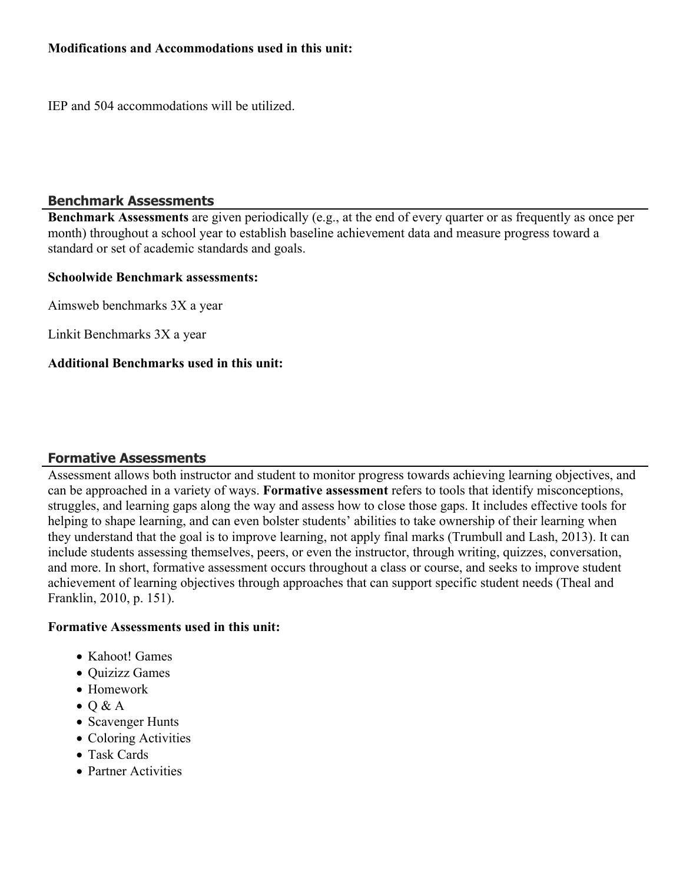**Modifications and Accommodations used in this unit:**

IEP and 504 accommodations will be utilized.

## Benchmark Assessments

**Benchmark Assessments** are given periodically (e.g., at the end of every quarter or as frequently as once per month) throughout a school year to establish baseline achievement data and measure progress toward a standard or set of academic standards and goals.

**Schoolwide Benchmark assessments:**

Aimsweb benchmarks 3X a year

Linkit Benchmarks 3X a year

**Additional Benchmarks used in this unit:**

## Formative Assessments

Assessment allows both instructor and student to monitor progress towards achieving learning objectives, and can be approached in a variety of ways. **Formative assessment** refers to tools that identify misconceptions, struggles, and learning gaps along the way and assess how to close those gaps. It includes effective tools for helping to shape learning, and can even bolster students' abilities to take ownership of their learning when they understand that the goal is to improve learning, not apply final marks (Trumbull and Lash, 2013). It can include students assessing themselves, peers, or even the instructor, through writing, quizzes, conversation, and more. In short, formative assessment occurs throughout a class or course, and seeks to improve student achievement of learning objectives through approaches that can support specific student needs (Theal and Franklin, 2010, p. 151).

**Formative Assessments used in this unit:**

- Kahoot! Games
- Quizizz Games
- Homework
- Q & A
- Scavenger Hunts
- Coloring Activities
- Task Cards
- Partner Activities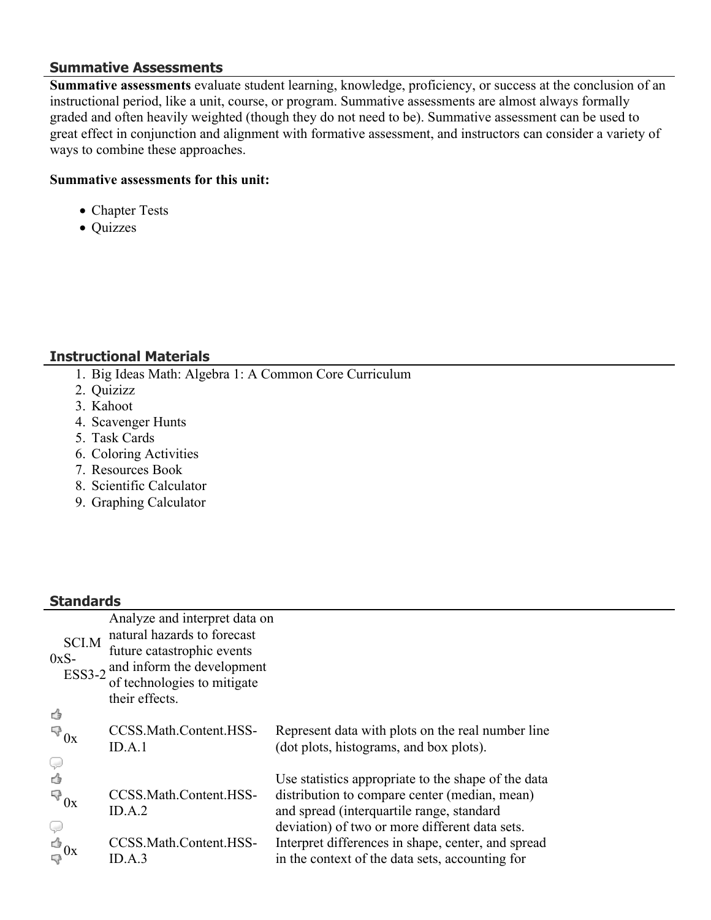### Summative Assessments

**Summative assessments** evaluate student learning, knowledge, proficiency, or success at the conclusion of an instructional period, like a unit, course, or program. Summative assessments are almost always formally graded and often heavily weighted (though they do not need to be). Summative assessment can be used to great effect in conjunction and alignment with formative assessment, and instructors can consider a variety of ways to combine these approaches.

**Summative assessments for this unit:**

- Chapter Tests
- Quizzes

### Instructional Materials

1. Big Ideas Math: Algebra 1: A Common Core Curriculum
2. Quizizz
3. Kahoot
4. Scavenger Hunts
5. Task Cards
6. Coloring Activities
7. Resources Book
8. Scientific Calculator
9. Graphing Calculator

### Standards

| | | |
|---|---|---|
| SCI.M 0xS-ESS3-2 | Analyze and interpret data on natural hazards to forecast future catastrophic events and inform the development of technologies to mitigate their effects. | |
| 0x | CCSS.Math.Content.HSS-ID.A.1 | Represent data with plots on the real number line (dot plots, histograms, and box plots). |
| 0x | CCSS.Math.Content.HSS-ID.A.2 | Use statistics appropriate to the shape of the data distribution to compare center (median, mean) and spread (interquartile range, standard deviation) of two or more different data sets. |
| 0x | CCSS.Math.Content.HSS-ID.A.3 | Interpret differences in shape, center, and spread in the context of the data sets, accounting for |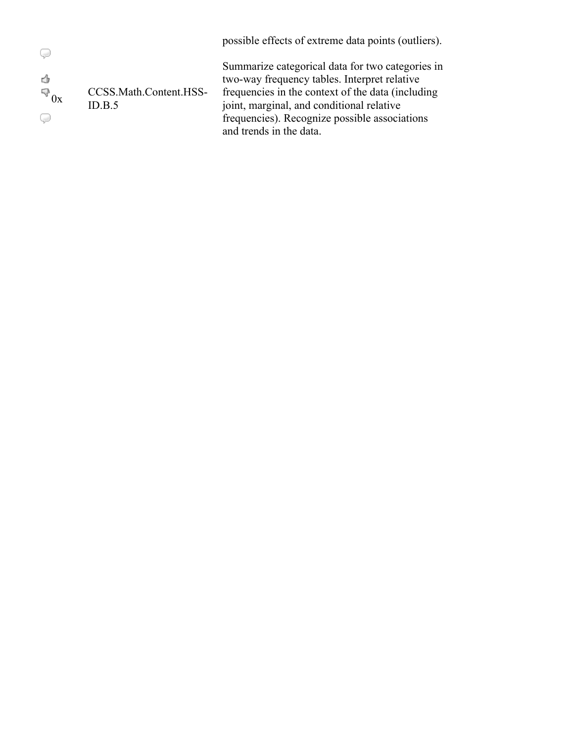| | | |
|---|---|---|
| | | possible effects of extreme data points (outliers). |
| 0x | CCSS.Math.Content.HSS-ID.B.5 | Summarize categorical data for two categories in two-way frequency tables. Interpret relative frequencies in the context of the data (including joint, marginal, and conditional relative frequencies). Recognize possible associations and trends in the data. |